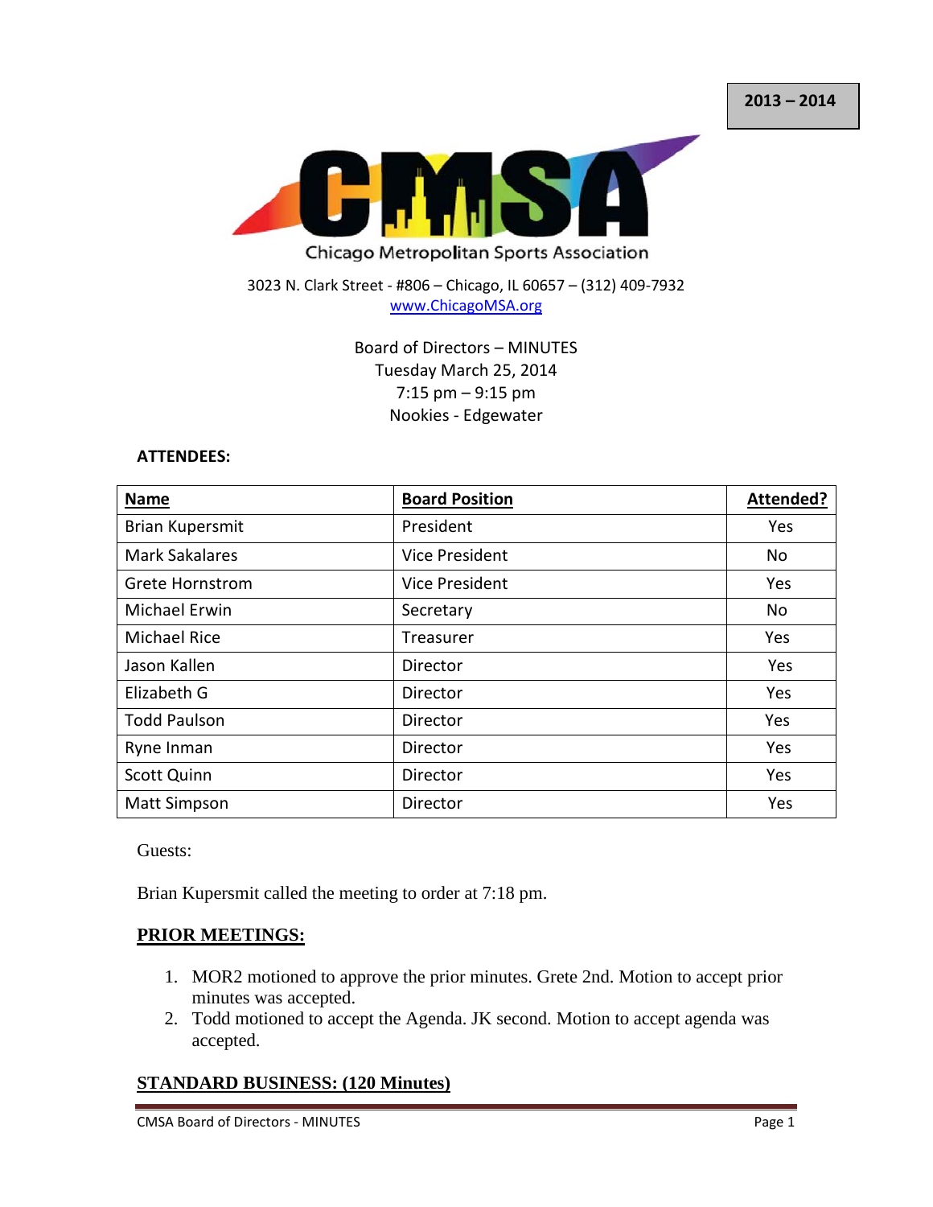2013 – 2014

# CMSA

Chicago Metropolitan Sports Association

3023 N. Clark Street - #806 – Chicago, IL 60657 – (312) 409-7932
www.ChicagoMSA.org

Board of Directors – MINUTES
Tuesday March 25, 2014
7:15 pm – 9:15 pm
Nookies - Edgewater

**ATTENDEES:**

| Name | Board Position | Attended? |
|---|---|---|
| Brian Kupersmit | President | Yes |
| Mark Sakalares | Vice President | No |
| Grete Hornstrom | Vice President | Yes |
| Michael Erwin | Secretary | No |
| Michael Rice | Treasurer | Yes |
| Jason Kallen | Director | Yes |
| Elizabeth G | Director | Yes |
| Todd Paulson | Director | Yes |
| Ryne Inman | Director | Yes |
| Scott Quinn | Director | Yes |
| Matt Simpson | Director | Yes |

Guests:

Brian Kupersmit called the meeting to order at 7:18 pm.

## PRIOR MEETINGS:

1. MOR2 motioned to approve the prior minutes. Grete 2nd. Motion to accept prior minutes was accepted.
2. Todd motioned to accept the Agenda. JK second. Motion to accept agenda was accepted.

## STANDARD BUSINESS: (120 Minutes)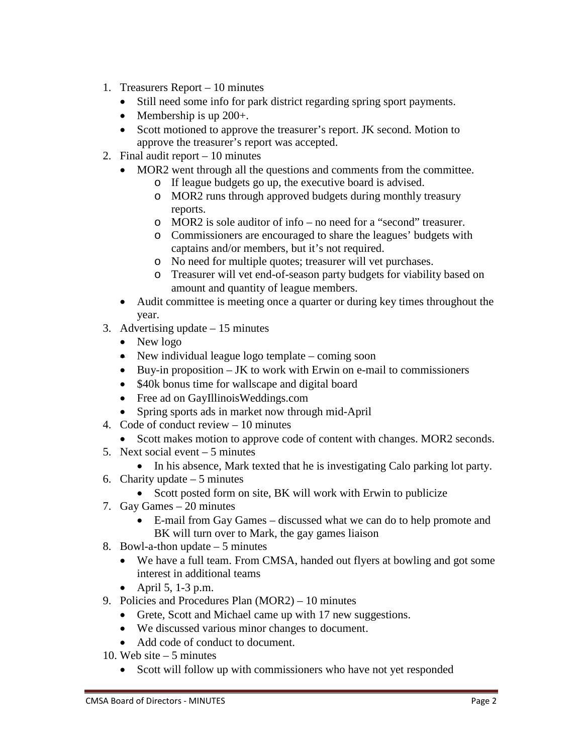1. Treasurers Report – 10 minutes
   - Still need some info for park district regarding spring sport payments.
   - Membership is up 200+.
   - Scott motioned to approve the treasurer's report. JK second. Motion to approve the treasurer's report was accepted.
2. Final audit report – 10 minutes
   - MOR2 went through all the questions and comments from the committee.
     - If league budgets go up, the executive board is advised.
     - MOR2 runs through approved budgets during monthly treasury reports.
     - MOR2 is sole auditor of info – no need for a "second" treasurer.
     - Commissioners are encouraged to share the leagues' budgets with captains and/or members, but it's not required.
     - No need for multiple quotes; treasurer will vet purchases.
     - Treasurer will vet end-of-season party budgets for viability based on amount and quantity of league members.
   - Audit committee is meeting once a quarter or during key times throughout the year.
3. Advertising update – 15 minutes
   - New logo
   - New individual league logo template – coming soon
   - Buy-in proposition – JK to work with Erwin on e-mail to commissioners
   - $40k bonus time for wallscape and digital board
   - Free ad on GayIllinoisWeddings.com
   - Spring sports ads in market now through mid-April
4. Code of conduct review – 10 minutes
   - Scott makes motion to approve code of content with changes. MOR2 seconds.
5. Next social event – 5 minutes
   - In his absence, Mark texted that he is investigating Calo parking lot party.
6. Charity update – 5 minutes
   - Scott posted form on site, BK will work with Erwin to publicize
7. Gay Games – 20 minutes
   - E-mail from Gay Games – discussed what we can do to help promote and BK will turn over to Mark, the gay games liaison
8. Bowl-a-thon update – 5 minutes
   - We have a full team. From CMSA, handed out flyers at bowling and got some interest in additional teams
   - April 5, 1-3 p.m.
9. Policies and Procedures Plan (MOR2) – 10 minutes
   - Grete, Scott and Michael came up with 17 new suggestions.
   - We discussed various minor changes to document.
   - Add code of conduct to document.
10. Web site – 5 minutes
    - Scott will follow up with commissioners who have not yet responded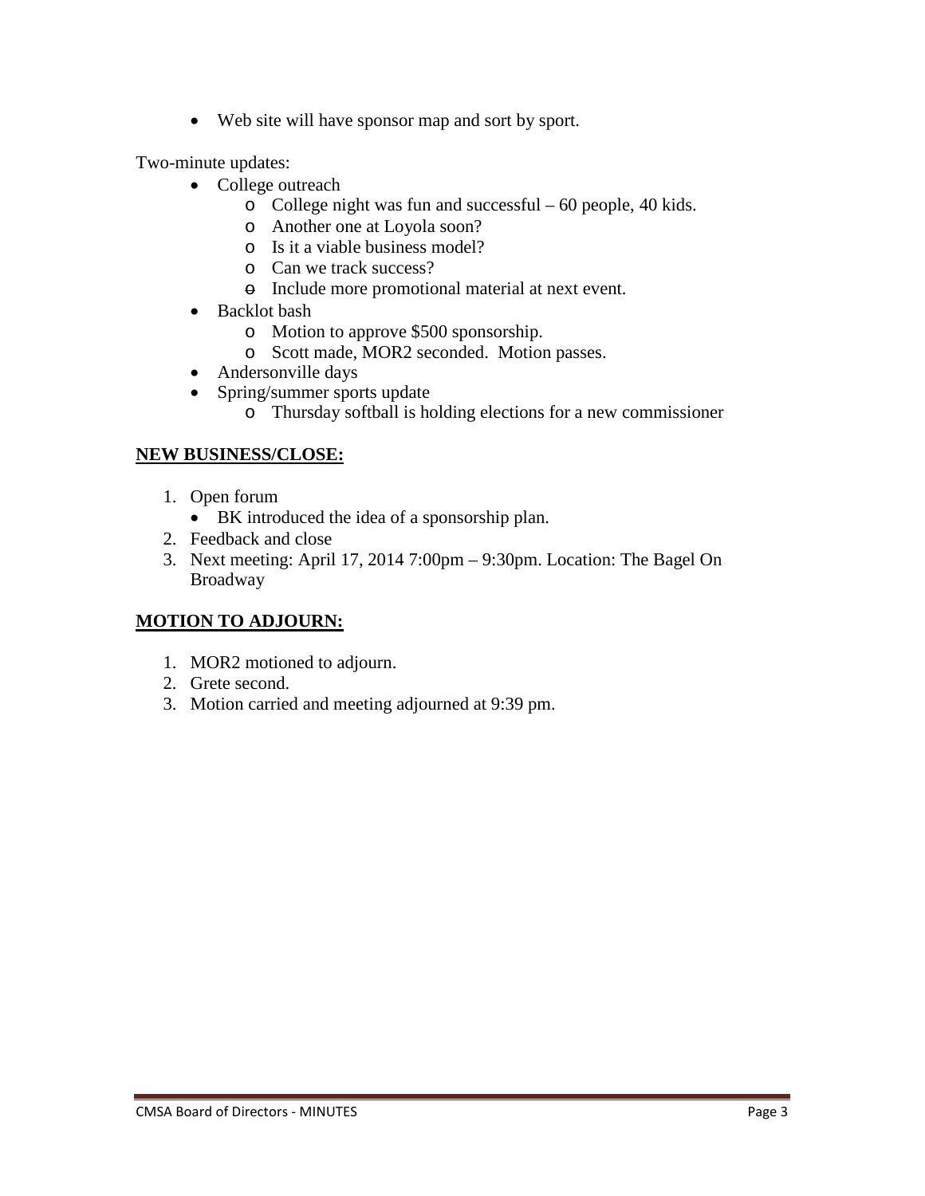- Web site will have sponsor map and sort by sport.

Two-minute updates:

- College outreach
  - College night was fun and successful – 60 people, 40 kids.
  - Another one at Loyola soon?
  - Is it a viable business model?
  - Can we track success?
  - Include more promotional material at next event.
- Backlot bash
  - Motion to approve $500 sponsorship.
  - Scott made, MOR2 seconded. Motion passes.
- Andersonville days
- Spring/summer sports update
  - Thursday softball is holding elections for a new commissioner

**<u>NEW BUSINESS/CLOSE:</u>**

1. Open forum
   - BK introduced the idea of a sponsorship plan.
2. Feedback and close
3. Next meeting: April 17, 2014 7:00pm – 9:30pm. Location: The Bagel On Broadway

**<u>MOTION TO ADJOURN:</u>**

1. MOR2 motioned to adjourn.
2. Grete second.
3. Motion carried and meeting adjourned at 9:39 pm.